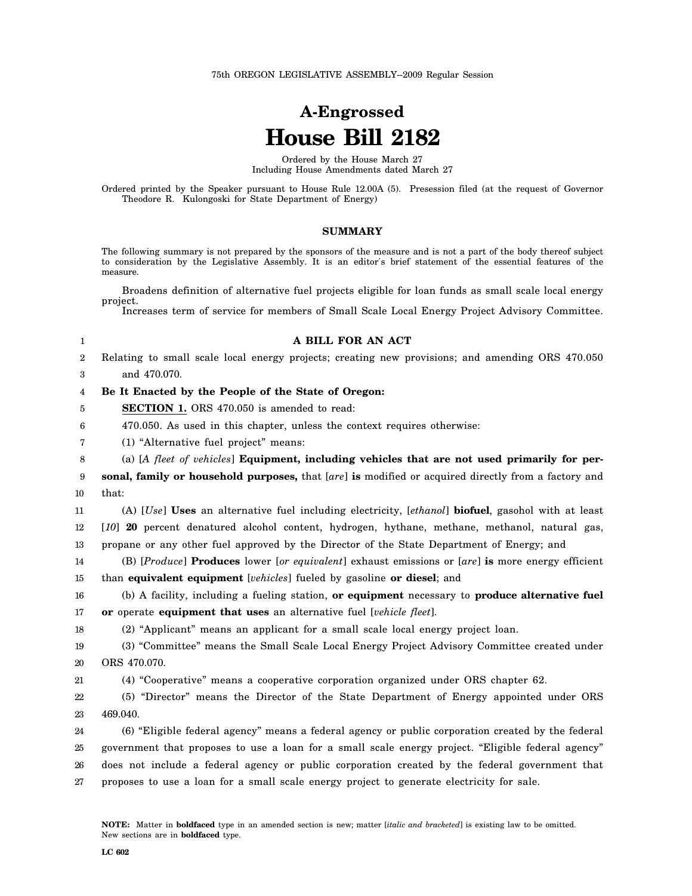75th OREGON LEGISLATIVE ASSEMBLY--2009 Regular Session

# A-Engrossed
# House Bill 2182

Ordered by the House March 27
Including House Amendments dated March 27

Ordered printed by the Speaker pursuant to House Rule 12.00A (5). Presession filed (at the request of Governor Theodore R. Kulongoski for State Department of Energy)

## SUMMARY

The following summary is not prepared by the sponsors of the measure and is not a part of the body thereof subject to consideration by the Legislative Assembly. It is an editor's brief statement of the essential features of the measure.

Broadens definition of alternative fuel projects eligible for loan funds as small scale local energy project.
Increases term of service for members of Small Scale Local Energy Project Advisory Committee.

**A BILL FOR AN ACT**

Relating to small scale local energy projects; creating new provisions; and amending ORS 470.050 and 470.070.

**Be It Enacted by the People of the State of Oregon:**

**SECTION 1.** ORS 470.050 is amended to read:

470.050. As used in this chapter, unless the context requires otherwise:

(1) "Alternative fuel project" means:

(a) [*A fleet of vehicles*] **Equipment, including vehicles that are not used primarily for personal, family or household purposes,** that [*are*] **is** modified or acquired directly from a factory and that:

(A) [*Use*] **Uses** an alternative fuel including electricity, [*ethanol*] **biofuel**, gasohol with at least [*10*] **20** percent denatured alcohol content, hydrogen, hythane, methane, methanol, natural gas, propane or any other fuel approved by the Director of the State Department of Energy; and

(B) [*Produce*] **Produces** lower [*or equivalent*] exhaust emissions or [*are*] **is** more energy efficient than **equivalent equipment** [*vehicles*] fueled by gasoline **or diesel**; and

(b) A facility, including a fueling station, **or equipment** necessary to **produce alternative fuel or** operate **equipment that uses** an alternative fuel [*vehicle fleet*].

(2) "Applicant" means an applicant for a small scale local energy project loan.

(3) "Committee" means the Small Scale Local Energy Project Advisory Committee created under ORS 470.070.

(4) "Cooperative" means a cooperative corporation organized under ORS chapter 62.

(5) "Director" means the Director of the State Department of Energy appointed under ORS 469.040.

(6) "Eligible federal agency" means a federal agency or public corporation created by the federal government that proposes to use a loan for a small scale energy project. "Eligible federal agency" does not include a federal agency or public corporation created by the federal government that proposes to use a loan for a small scale energy project to generate electricity for sale.

**NOTE:** Matter in **boldfaced** type in an amended section is new; matter [*italic and bracketed*] is existing law to be omitted. New sections are in **boldfaced** type.

LC 602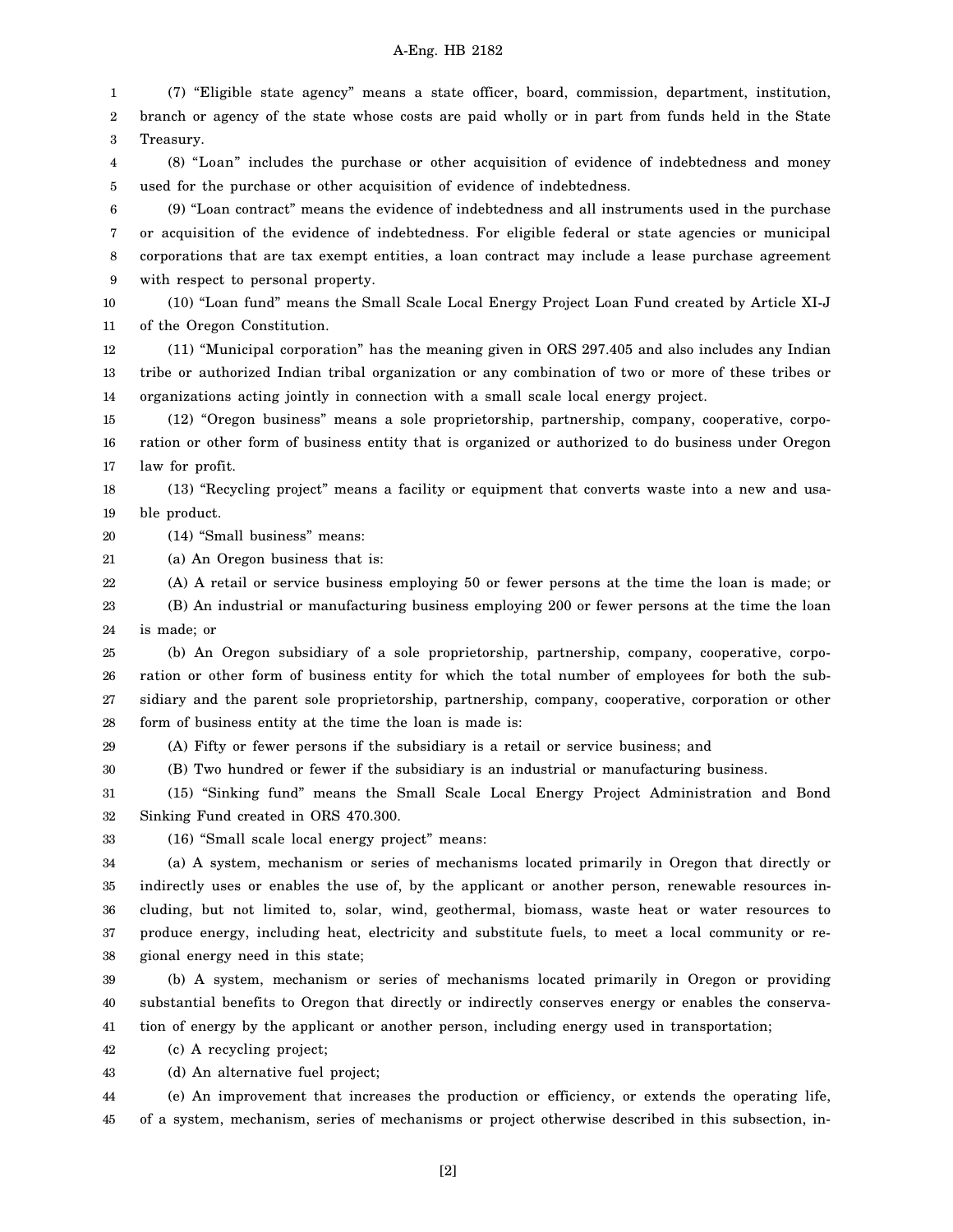(7) "Eligible state agency" means a state officer, board, commission, department, institution, branch or agency of the state whose costs are paid wholly or in part from funds held in the State Treasury.

(8) "Loan" includes the purchase or other acquisition of evidence of indebtedness and money used for the purchase or other acquisition of evidence of indebtedness.

(9) "Loan contract" means the evidence of indebtedness and all instruments used in the purchase or acquisition of the evidence of indebtedness. For eligible federal or state agencies or municipal corporations that are tax exempt entities, a loan contract may include a lease purchase agreement with respect to personal property.

(10) "Loan fund" means the Small Scale Local Energy Project Loan Fund created by Article XI-J of the Oregon Constitution.

(11) "Municipal corporation" has the meaning given in ORS 297.405 and also includes any Indian tribe or authorized Indian tribal organization or any combination of two or more of these tribes or organizations acting jointly in connection with a small scale local energy project.

(12) "Oregon business" means a sole proprietorship, partnership, company, cooperative, corporation or other form of business entity that is organized or authorized to do business under Oregon law for profit.

(13) "Recycling project" means a facility or equipment that converts waste into a new and usable product.

(14) "Small business" means:

(a) An Oregon business that is:

(A) A retail or service business employing 50 or fewer persons at the time the loan is made; or

(B) An industrial or manufacturing business employing 200 or fewer persons at the time the loan is made; or

(b) An Oregon subsidiary of a sole proprietorship, partnership, company, cooperative, corporation or other form of business entity for which the total number of employees for both the subsidiary and the parent sole proprietorship, partnership, company, cooperative, corporation or other form of business entity at the time the loan is made is:

(A) Fifty or fewer persons if the subsidiary is a retail or service business; and

(B) Two hundred or fewer if the subsidiary is an industrial or manufacturing business.

(15) "Sinking fund" means the Small Scale Local Energy Project Administration and Bond Sinking Fund created in ORS 470.300.

(16) "Small scale local energy project" means:

(a) A system, mechanism or series of mechanisms located primarily in Oregon that directly or indirectly uses or enables the use of, by the applicant or another person, renewable resources including, but not limited to, solar, wind, geothermal, biomass, waste heat or water resources to produce energy, including heat, electricity and substitute fuels, to meet a local community or regional energy need in this state;

(b) A system, mechanism or series of mechanisms located primarily in Oregon or providing substantial benefits to Oregon that directly or indirectly conserves energy or enables the conservation of energy by the applicant or another person, including energy used in transportation;

(c) A recycling project;

(d) An alternative fuel project;

(e) An improvement that increases the production or efficiency, or extends the operating life, of a system, mechanism, series of mechanisms or project otherwise described in this subsection, in-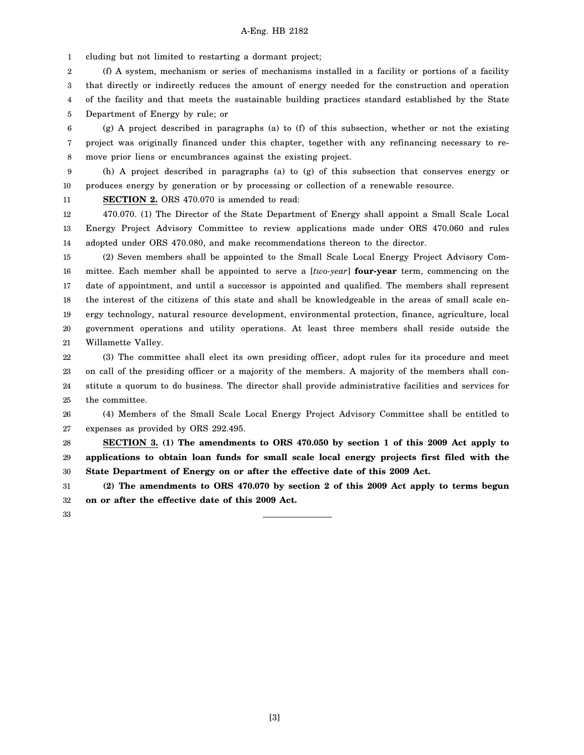cluding but not limited to restarting a dormant project;

(f) A system, mechanism or series of mechanisms installed in a facility or portions of a facility that directly or indirectly reduces the amount of energy needed for the construction and operation of the facility and that meets the sustainable building practices standard established by the State Department of Energy by rule; or

(g) A project described in paragraphs (a) to (f) of this subsection, whether or not the existing project was originally financed under this chapter, together with any refinancing necessary to remove prior liens or encumbrances against the existing project.

(h) A project described in paragraphs (a) to (g) of this subsection that conserves energy or produces energy by generation or by processing or collection of a renewable resource.

**SECTION 2.** ORS 470.070 is amended to read:

470.070. (1) The Director of the State Department of Energy shall appoint a Small Scale Local Energy Project Advisory Committee to review applications made under ORS 470.060 and rules adopted under ORS 470.080, and make recommendations thereon to the director.

(2) Seven members shall be appointed to the Small Scale Local Energy Project Advisory Committee. Each member shall be appointed to serve a [*two-year*] **four-year** term, commencing on the date of appointment, and until a successor is appointed and qualified. The members shall represent the interest of the citizens of this state and shall be knowledgeable in the areas of small scale energy technology, natural resource development, environmental protection, finance, agriculture, local government operations and utility operations. At least three members shall reside outside the Willamette Valley.

(3) The committee shall elect its own presiding officer, adopt rules for its procedure and meet on call of the presiding officer or a majority of the members. A majority of the members shall constitute a quorum to do business. The director shall provide administrative facilities and services for the committee.

(4) Members of the Small Scale Local Energy Project Advisory Committee shall be entitled to expenses as provided by ORS 292.495.

**SECTION 3. (1) The amendments to ORS 470.050 by section 1 of this 2009 Act apply to applications to obtain loan funds for small scale local energy projects first filed with the State Department of Energy on or after the effective date of this 2009 Act.**

**(2) The amendments to ORS 470.070 by section 2 of this 2009 Act apply to terms begun on or after the effective date of this 2009 Act.**